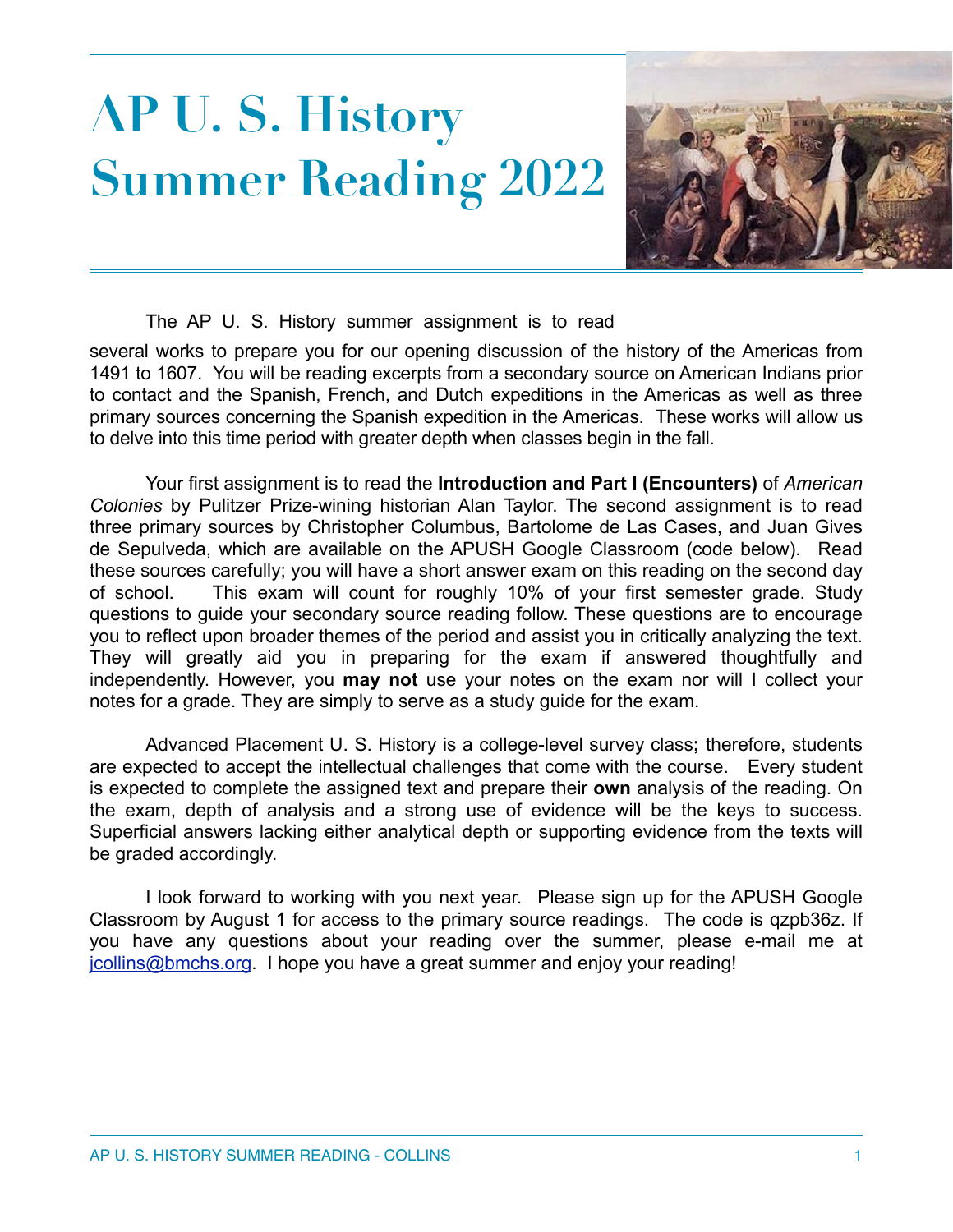# AP U. S. History Summer Reading 2022

The AP U. S. History summer assignment is to read several works to prepare you for our opening discussion of the history of the Americas from 1491 to 1607. You will be reading excerpts from a secondary source on American Indians prior to contact and the Spanish, French, and Dutch expeditions in the Americas as well as three primary sources concerning the Spanish expedition in the Americas. These works will allow us to delve into this time period with greater depth when classes begin in the fall.

Your first assignment is to read the **Introduction and Part I (Encounters)** of *American Colonies* by Pulitzer Prize-wining historian Alan Taylor. The second assignment is to read three primary sources by Christopher Columbus, Bartolome de Las Cases, and Juan Gives de Sepulveda, which are available on the APUSH Google Classroom (code below). Read these sources carefully; you will have a short answer exam on this reading on the second day of school. This exam will count for roughly 10% of your first semester grade. Study questions to guide your secondary source reading follow. These questions are to encourage you to reflect upon broader themes of the period and assist you in critically analyzing the text. They will greatly aid you in preparing for the exam if answered thoughtfully and independently. However, you **may not** use your notes on the exam nor will I collect your notes for a grade. They are simply to serve as a study guide for the exam.

Advanced Placement U. S. History is a college-level survey class**;** therefore, students are expected to accept the intellectual challenges that come with the course. Every student is expected to complete the assigned text and prepare their **own** analysis of the reading. On the exam, depth of analysis and a strong use of evidence will be the keys to success. Superficial answers lacking either analytical depth or supporting evidence from the texts will be graded accordingly.

I look forward to working with you next year. Please sign up for the APUSH Google Classroom by August 1 for access to the primary source readings. The code is qzpb36z. If you have any questions about your reading over the summer, please e-mail me at jcollins@bmchs.org. I hope you have a great summer and enjoy your reading!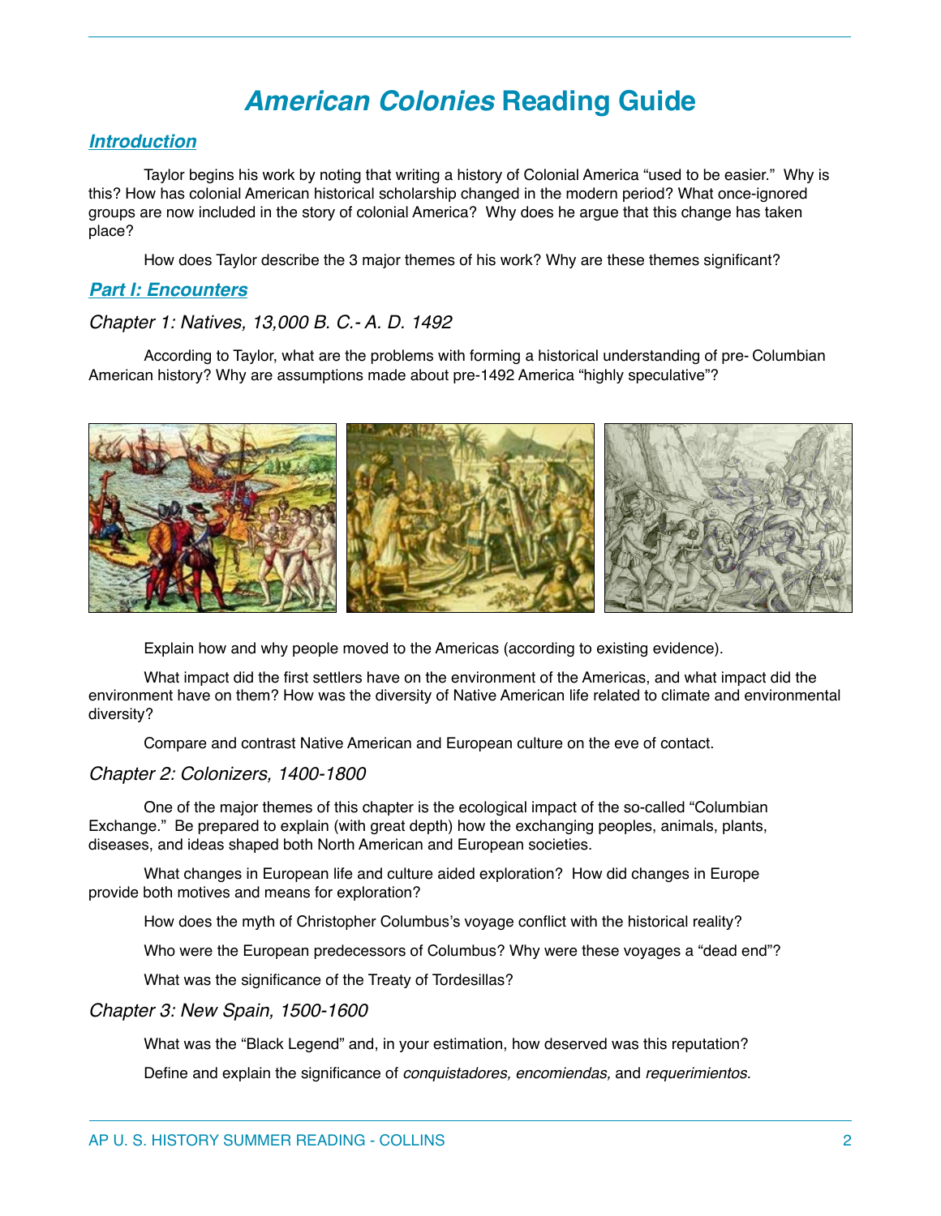# *American Colonies* Reading Guide

## *Introduction*

Taylor begins his work by noting that writing a history of Colonial America "used to be easier." Why is this? How has colonial American historical scholarship changed in the modern period? What once-ignored groups are now included in the story of colonial America? Why does he argue that this change has taken place?

How does Taylor describe the 3 major themes of his work? Why are these themes significant?

## *Part I: Encounters*

### *Chapter 1: Natives, 13,000 B. C.- A. D. 1492*

According to Taylor, what are the problems with forming a historical understanding of pre- Columbian American history? Why are assumptions made about pre-1492 America "highly speculative"?

Explain how and why people moved to the Americas (according to existing evidence).

What impact did the first settlers have on the environment of the Americas, and what impact did the environment have on them? How was the diversity of Native American life related to climate and environmental diversity?

Compare and contrast Native American and European culture on the eve of contact.

### *Chapter 2: Colonizers, 1400-1800*

One of the major themes of this chapter is the ecological impact of the so-called "Columbian Exchange." Be prepared to explain (with great depth) how the exchanging peoples, animals, plants, diseases, and ideas shaped both North American and European societies.

What changes in European life and culture aided exploration? How did changes in Europe provide both motives and means for exploration?

How does the myth of Christopher Columbus's voyage conflict with the historical reality?

Who were the European predecessors of Columbus? Why were these voyages a "dead end"?

What was the significance of the Treaty of Tordesillas?

### *Chapter 3: New Spain, 1500-1600*

What was the "Black Legend" and, in your estimation, how deserved was this reputation?

Define and explain the significance of *conquistadores, encomiendas,* and *requerimientos.*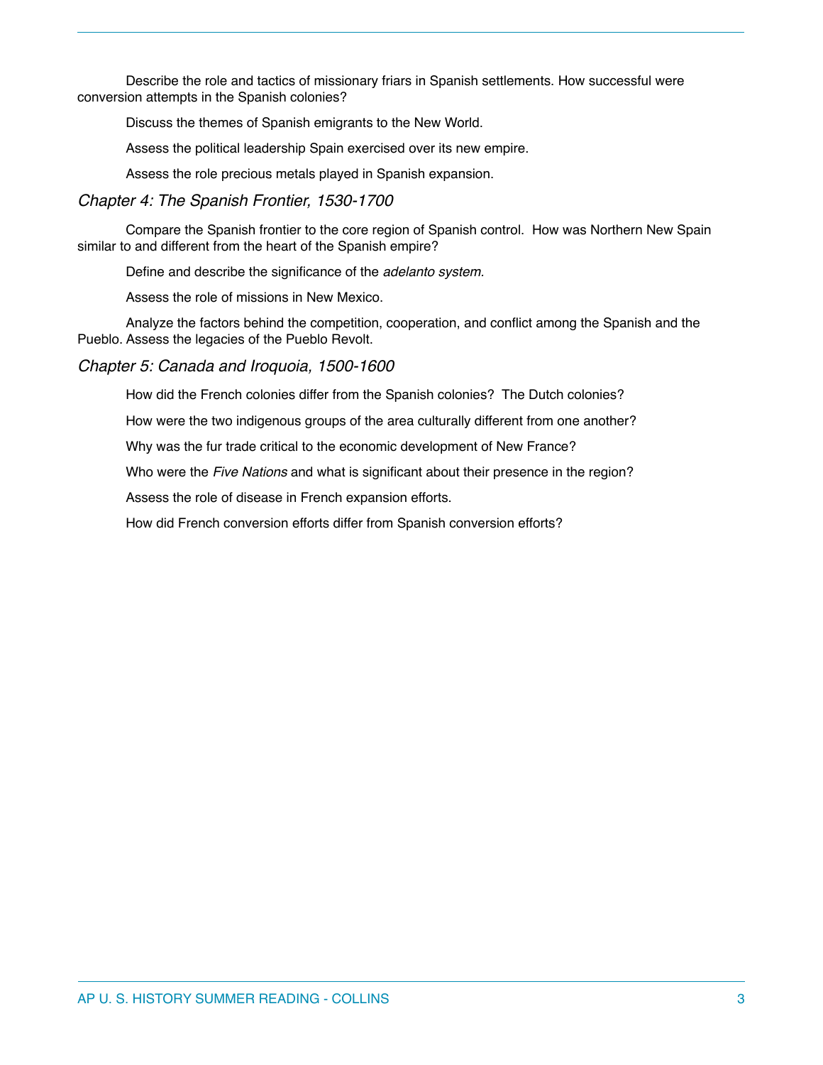Describe the role and tactics of missionary friars in Spanish settlements. How successful were conversion attempts in the Spanish colonies?

Discuss the themes of Spanish emigrants to the New World.

Assess the political leadership Spain exercised over its new empire.

Assess the role precious metals played in Spanish expansion.

### *Chapter 4: The Spanish Frontier, 1530-1700*

Compare the Spanish frontier to the core region of Spanish control. How was Northern New Spain similar to and different from the heart of the Spanish empire?

Define and describe the significance of the *adelanto system.*

Assess the role of missions in New Mexico.

Analyze the factors behind the competition, cooperation, and conflict among the Spanish and the Pueblo. Assess the legacies of the Pueblo Revolt.

### *Chapter 5: Canada and Iroquoia, 1500-1600*

How did the French colonies differ from the Spanish colonies? The Dutch colonies?

How were the two indigenous groups of the area culturally different from one another?

Why was the fur trade critical to the economic development of New France?

Who were the *Five Nations* and what is significant about their presence in the region?

Assess the role of disease in French expansion efforts.

How did French conversion efforts differ from Spanish conversion efforts?